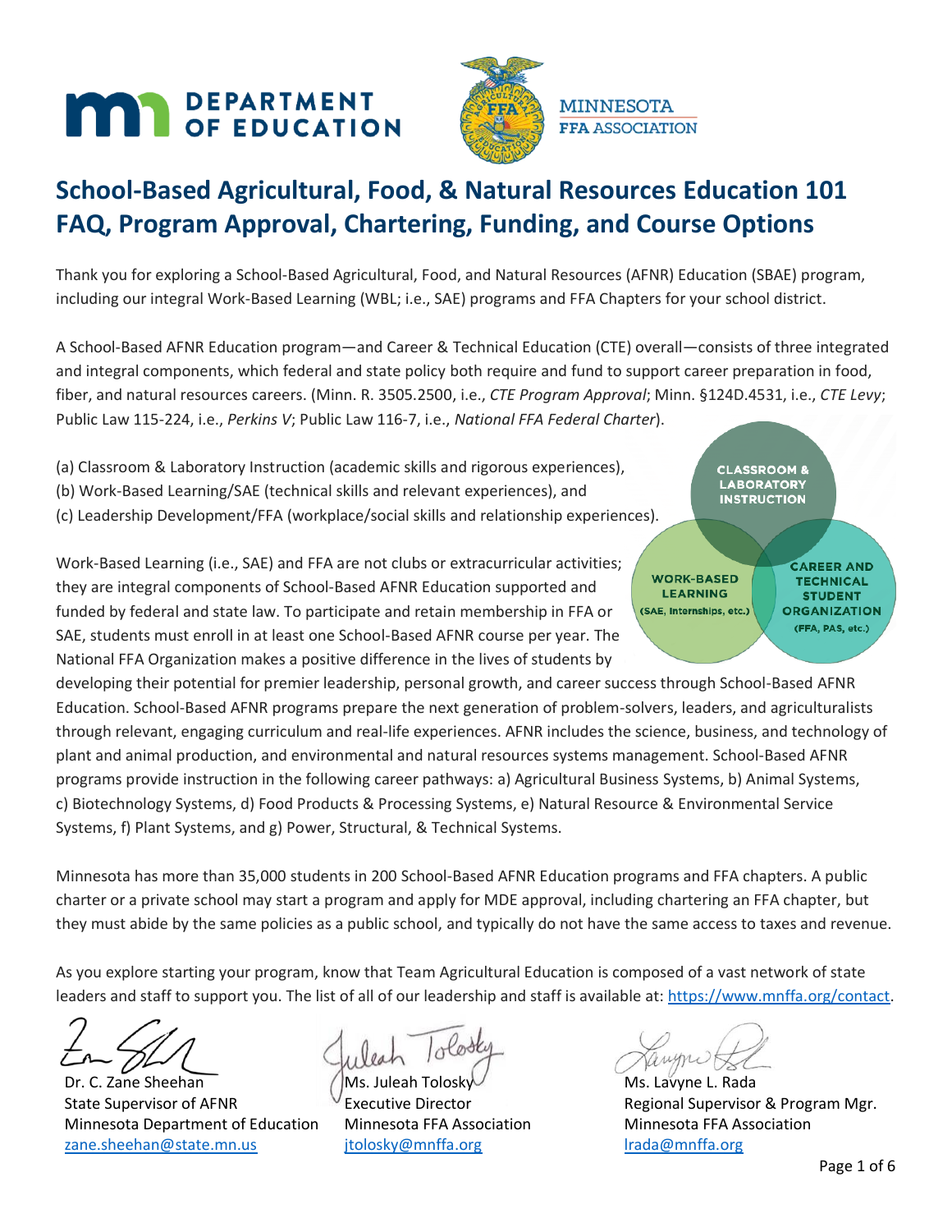# School-Based Agricultural, Food, & Natural Resources Education 101 FAQ, Program Approval, Chartering, Funding, and Course Options

Thank you for exploring a School-Based Agricultural, Food, and Natural Resources (AFNR) Education (SBAE) program, including our integral Work-Based Learning (WBL; i.e., SAE) programs and FFA Chapters for your school district.

A School-Based AFNR Education program—and Career & Technical Education (CTE) overall—consists of three integrated and integral components, which federal and state policy both require and fund to support career preparation in food, fiber, and natural resources careers. (Minn. R. 3505.2500, i.e., *CTE Program Approval*; Minn. §124D.4531, i.e., *CTE Levy*; Public Law 115-224, i.e., *Perkins V*; Public Law 116-7, i.e., *National FFA Federal Charter*).

(a) Classroom & Laboratory Instruction (academic skills and rigorous experiences),
(b) Work-Based Learning/SAE (technical skills and relevant experiences), and
(c) Leadership Development/FFA (workplace/social skills and relationship experiences).

CLASSROOM & LABORATORY INSTRUCTION

WORK-BASED LEARNING (SAE, Internships, etc.)

CAREER AND TECHNICAL STUDENT ORGANIZATION (FFA, PAS, etc.)

Work-Based Learning (i.e., SAE) and FFA are not clubs or extracurricular activities; they are integral components of School-Based AFNR Education supported and funded by federal and state law. To participate and retain membership in FFA or SAE, students must enroll in at least one School-Based AFNR course per year. The National FFA Organization makes a positive difference in the lives of students by developing their potential for premier leadership, personal growth, and career success through School-Based AFNR Education. School-Based AFNR programs prepare the next generation of problem-solvers, leaders, and agriculturalists through relevant, engaging curriculum and real-life experiences. AFNR includes the science, business, and technology of plant and animal production, and environmental and natural resources systems management. School-Based AFNR programs provide instruction in the following career pathways: a) Agricultural Business Systems, b) Animal Systems, c) Biotechnology Systems, d) Food Products & Processing Systems, e) Natural Resource & Environmental Service Systems, f) Plant Systems, and g) Power, Structural, & Technical Systems.

Minnesota has more than 35,000 students in 200 School-Based AFNR Education programs and FFA chapters. A public charter or a private school may start a program and apply for MDE approval, including chartering an FFA chapter, but they must abide by the same policies as a public school, and typically do not have the same access to taxes and revenue.

As you explore starting your program, know that Team Agricultural Education is composed of a vast network of state leaders and staff to support you. The list of all of our leadership and staff is available at: https://www.mnffa.org/contact.

Dr. C. Zane Sheehan
State Supervisor of AFNR
Minnesota Department of Education
zane.sheehan@state.mn.us

Ms. Juleah Tolosky
Executive Director
Minnesota FFA Association
jtolosky@mnffa.org

Ms. Lavyne L. Rada
Regional Supervisor & Program Mgr.
Minnesota FFA Association
lrada@mnffa.org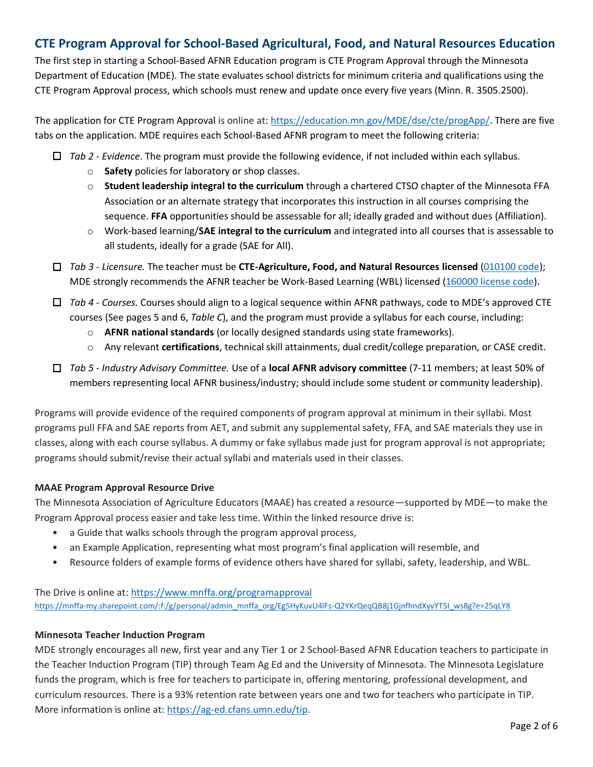## CTE Program Approval for School-Based Agricultural, Food, and Natural Resources Education

The first step in starting a School-Based AFNR Education program is CTE Program Approval through the Minnesota Department of Education (MDE). The state evaluates school districts for minimum criteria and qualifications using the CTE Program Approval process, which schools must renew and update once every five years (Minn. R. 3505.2500).

The application for CTE Program Approval is online at: [https://education.mn.gov/MDE/dse/cte/progApp/](https://education.mn.gov/MDE/dse/cte/progApp/). There are five tabs on the application. MDE requires each School-Based AFNR program to meet the following criteria:

- ☐ *Tab 2 - Evidence*. The program must provide the following evidence, if not included within each syllabus.
  - **Safety** policies for laboratory or shop classes.
  - **Student leadership integral to the curriculum** through a chartered CTSO chapter of the Minnesota FFA Association or an alternate strategy that incorporates this instruction in all courses comprising the sequence. **FFA** opportunities should be assessable for all; ideally graded and without dues (Affiliation).
  - Work-based learning/**SAE integral to the curriculum** and integrated into all courses that is assessable to all students, ideally for a grade (SAE for All).
- ☐ *Tab 3 - Licensure.* The teacher must be **CTE-Agriculture, Food, and Natural Resources licensed** (010100 code); MDE strongly recommends the AFNR teacher be Work-Based Learning (WBL) licensed (160000 license code).
- ☐ *Tab 4 - Courses.* Courses should align to a logical sequence within AFNR pathways, code to MDE's approved CTE courses (See pages 5 and 6, *Table C*), and the program must provide a syllabus for each course, including:
  - **AFNR national standards** (or locally designed standards using state frameworks).
  - Any relevant **certifications**, technical skill attainments, dual credit/college preparation, or CASE credit.
- ☐ *Tab 5 - Industry Advisory Committee.* Use of a **local AFNR advisory committee** (7-11 members; at least 50% of members representing local AFNR business/industry; should include some student or community leadership).

Programs will provide evidence of the required components of program approval at minimum in their syllabi. Most programs pull FFA and SAE reports from AET, and submit any supplemental safety, FFA, and SAE materials they use in classes, along with each course syllabus. A dummy or fake syllabus made just for program approval is not appropriate; programs should submit/revise their actual syllabi and materials used in their classes.

### MAAE Program Approval Resource Drive

The Minnesota Association of Agriculture Educators (MAAE) has created a resource—supported by MDE—to make the Program Approval process easier and take less time. Within the linked resource drive is:

- a Guide that walks schools through the program approval process,
- an Example Application, representing what most program's final application will resemble, and
- Resource folders of example forms of evidence others have shared for syllabi, safety, leadership, and WBL.

The Drive is online at: [https://www.mnffa.org/programapproval](https://www.mnffa.org/programapproval)
[https://mnffa-my.sharepoint.com/:f:/g/personal/admin_mnffa_org/Eg5HyKuvU4lFs-Q2YKrQeqQB8j1GjnfhndXyvYT5I_ws8g?e=25qLY8](https://mnffa-my.sharepoint.com/:f:/g/personal/admin_mnffa_org/Eg5HyKuvU4lFs-Q2YKrQeqQB8j1GjnfhndXyvYT5I_ws8g?e=25qLY8)

### Minnesota Teacher Induction Program

MDE strongly encourages all new, first year and any Tier 1 or 2 School-Based AFNR Education teachers to participate in the Teacher Induction Program (TIP) through Team Ag Ed and the University of Minnesota. The Minnesota Legislature funds the program, which is free for teachers to participate in, offering mentoring, professional development, and curriculum resources. There is a 93% retention rate between years one and two for teachers who participate in TIP. More information is online at: [https://ag-ed.cfans.umn.edu/tip](https://ag-ed.cfans.umn.edu/tip).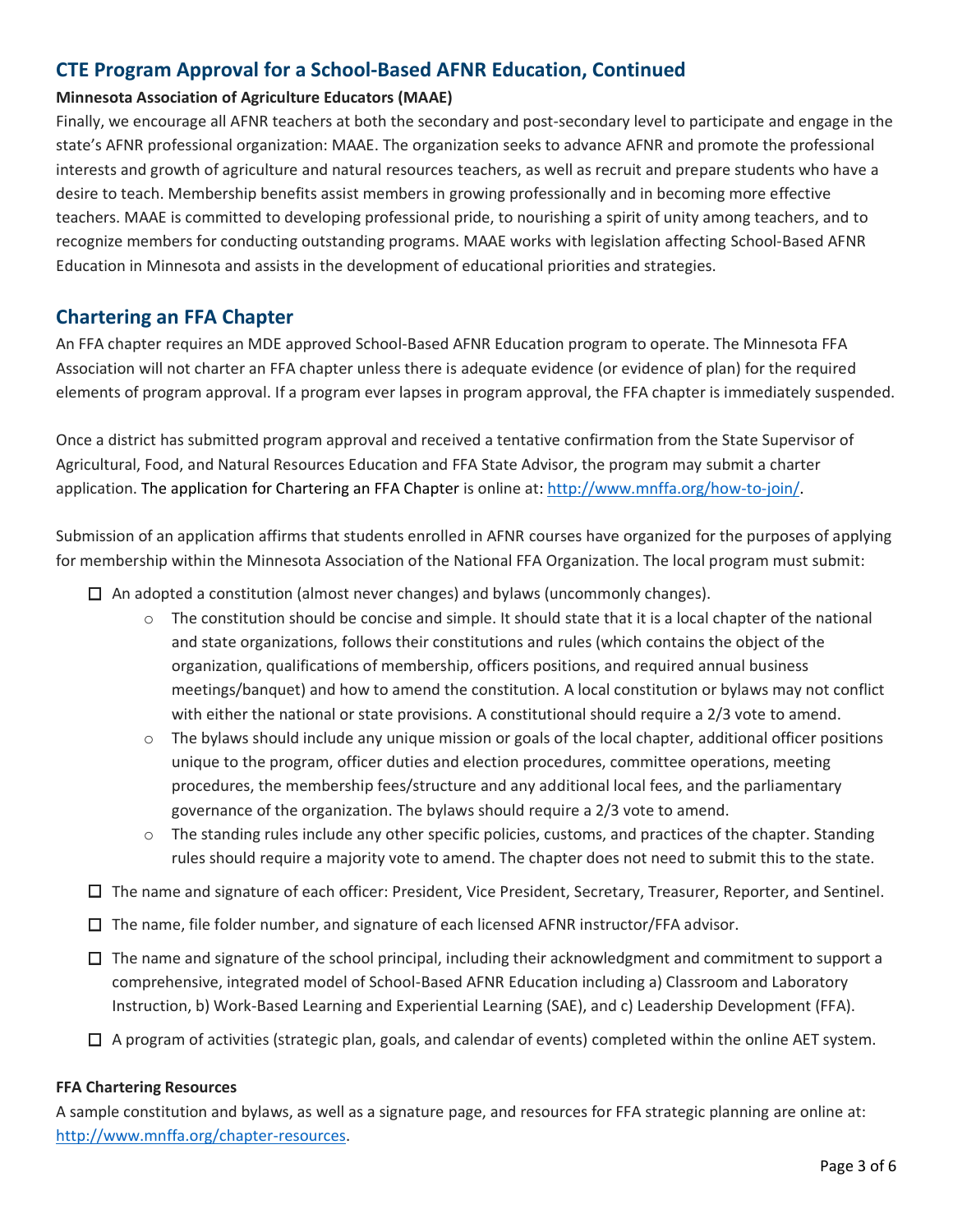## CTE Program Approval for a School-Based AFNR Education, Continued

**Minnesota Association of Agriculture Educators (MAAE)**

Finally, we encourage all AFNR teachers at both the secondary and post-secondary level to participate and engage in the state's AFNR professional organization: MAAE. The organization seeks to advance AFNR and promote the professional interests and growth of agriculture and natural resources teachers, as well as recruit and prepare students who have a desire to teach. Membership benefits assist members in growing professionally and in becoming more effective teachers. MAAE is committed to developing professional pride, to nourishing a spirit of unity among teachers, and to recognize members for conducting outstanding programs. MAAE works with legislation affecting School-Based AFNR Education in Minnesota and assists in the development of educational priorities and strategies.

## Chartering an FFA Chapter

An FFA chapter requires an MDE approved School-Based AFNR Education program to operate. The Minnesota FFA Association will not charter an FFA chapter unless there is adequate evidence (or evidence of plan) for the required elements of program approval. If a program ever lapses in program approval, the FFA chapter is immediately suspended.

Once a district has submitted program approval and received a tentative confirmation from the State Supervisor of Agricultural, Food, and Natural Resources Education and FFA State Advisor, the program may submit a charter application. The application for Chartering an FFA Chapter is online at: [http://www.mnffa.org/how-to-join/](http://www.mnffa.org/how-to-join/).

Submission of an application affirms that students enrolled in AFNR courses have organized for the purposes of applying for membership within the Minnesota Association of the National FFA Organization. The local program must submit:

- ☐ An adopted a constitution (almost never changes) and bylaws (uncommonly changes).
  - The constitution should be concise and simple. It should state that it is a local chapter of the national and state organizations, follows their constitutions and rules (which contains the object of the organization, qualifications of membership, officers positions, and required annual business meetings/banquet) and how to amend the constitution. A local constitution or bylaws may not conflict with either the national or state provisions. A constitutional should require a 2/3 vote to amend.
  - The bylaws should include any unique mission or goals of the local chapter, additional officer positions unique to the program, officer duties and election procedures, committee operations, meeting procedures, the membership fees/structure and any additional local fees, and the parliamentary governance of the organization. The bylaws should require a 2/3 vote to amend.
  - The standing rules include any other specific policies, customs, and practices of the chapter. Standing rules should require a majority vote to amend. The chapter does not need to submit this to the state.
- ☐ The name and signature of each officer: President, Vice President, Secretary, Treasurer, Reporter, and Sentinel.
- ☐ The name, file folder number, and signature of each licensed AFNR instructor/FFA advisor.
- ☐ The name and signature of the school principal, including their acknowledgment and commitment to support a comprehensive, integrated model of School-Based AFNR Education including a) Classroom and Laboratory Instruction, b) Work-Based Learning and Experiential Learning (SAE), and c) Leadership Development (FFA).
- ☐ A program of activities (strategic plan, goals, and calendar of events) completed within the online AET system.

**FFA Chartering Resources**

A sample constitution and bylaws, as well as a signature page, and resources for FFA strategic planning are online at: [http://www.mnffa.org/chapter-resources](http://www.mnffa.org/chapter-resources).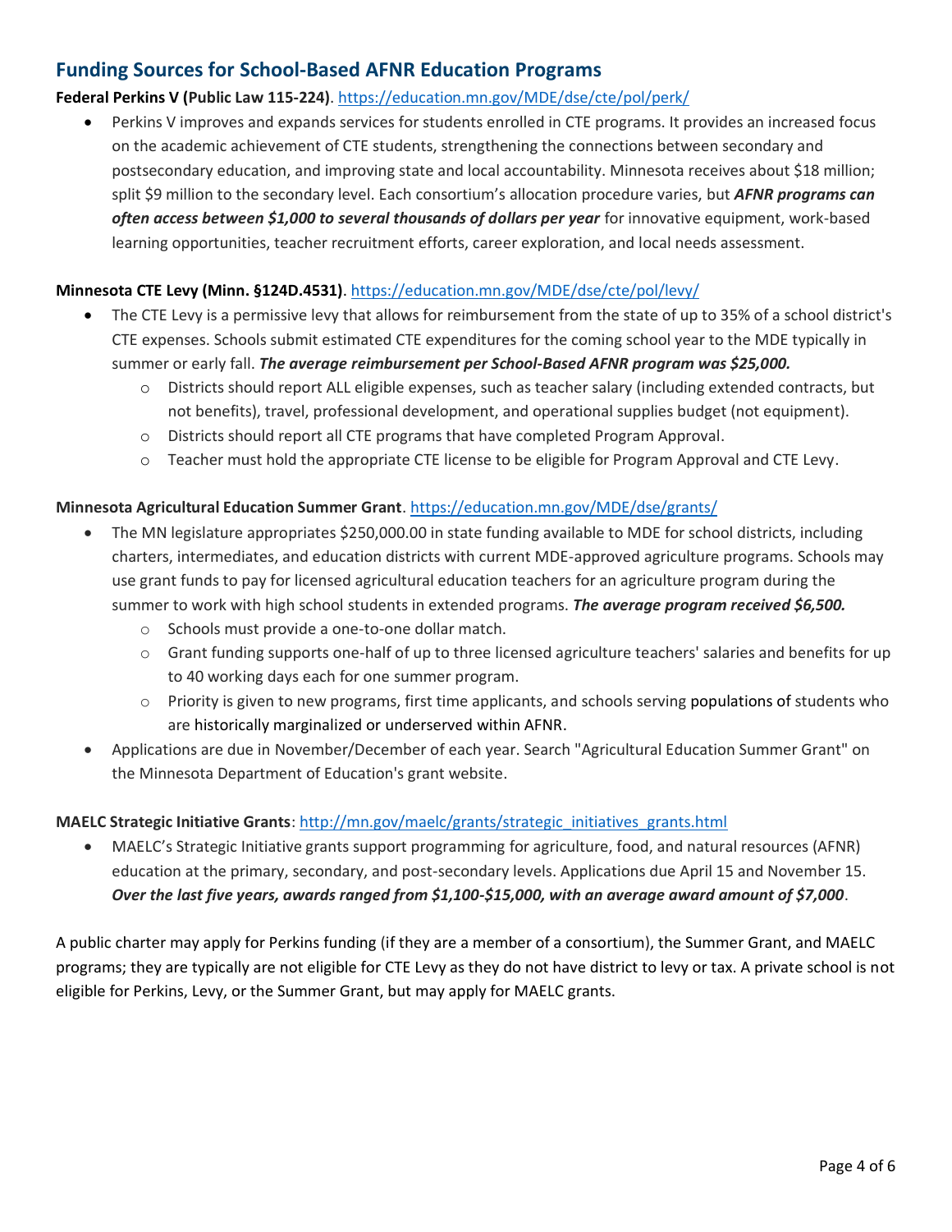## Funding Sources for School-Based AFNR Education Programs

**Federal Perkins V (Public Law 115-224)**. https://education.mn.gov/MDE/dse/cte/pol/perk/

- Perkins V improves and expands services for students enrolled in CTE programs. It provides an increased focus on the academic achievement of CTE students, strengthening the connections between secondary and postsecondary education, and improving state and local accountability. Minnesota receives about $18 million; split $9 million to the secondary level. Each consortium's allocation procedure varies, but ***AFNR programs can often access between $1,000 to several thousands of dollars per year*** for innovative equipment, work-based learning opportunities, teacher recruitment efforts, career exploration, and local needs assessment.

**Minnesota CTE Levy (Minn. §124D.4531)**. https://education.mn.gov/MDE/dse/cte/pol/levy/

- The CTE Levy is a permissive levy that allows for reimbursement from the state of up to 35% of a school district's CTE expenses. Schools submit estimated CTE expenditures for the coming school year to the MDE typically in summer or early fall. ***The average reimbursement per School-Based AFNR program was $25,000.***
  - Districts should report ALL eligible expenses, such as teacher salary (including extended contracts, but not benefits), travel, professional development, and operational supplies budget (not equipment).
  - Districts should report all CTE programs that have completed Program Approval.
  - Teacher must hold the appropriate CTE license to be eligible for Program Approval and CTE Levy.

**Minnesota Agricultural Education Summer Grant**. https://education.mn.gov/MDE/dse/grants/

- The MN legislature appropriates $250,000.00 in state funding available to MDE for school districts, including charters, intermediates, and education districts with current MDE-approved agriculture programs. Schools may use grant funds to pay for licensed agricultural education teachers for an agriculture program during the summer to work with high school students in extended programs. ***The average program received $6,500.***
  - Schools must provide a one-to-one dollar match.
  - Grant funding supports one-half of up to three licensed agriculture teachers' salaries and benefits for up to 40 working days each for one summer program.
  - Priority is given to new programs, first time applicants, and schools serving populations of students who are historically marginalized or underserved within AFNR.
- Applications are due in November/December of each year. Search "Agricultural Education Summer Grant" on the Minnesota Department of Education's grant website.

**MAELC Strategic Initiative Grants**: http://mn.gov/maelc/grants/strategic_initiatives_grants.html

- MAELC's Strategic Initiative grants support programming for agriculture, food, and natural resources (AFNR) education at the primary, secondary, and post-secondary levels. Applications due April 15 and November 15. ***Over the last five years, awards ranged from $1,100-$15,000, with an average award amount of $7,000***.

A public charter may apply for Perkins funding (if they are a member of a consortium), the Summer Grant, and MAELC programs; they are typically are not eligible for CTE Levy as they do not have district to levy or tax. A private school is not eligible for Perkins, Levy, or the Summer Grant, but may apply for MAELC grants.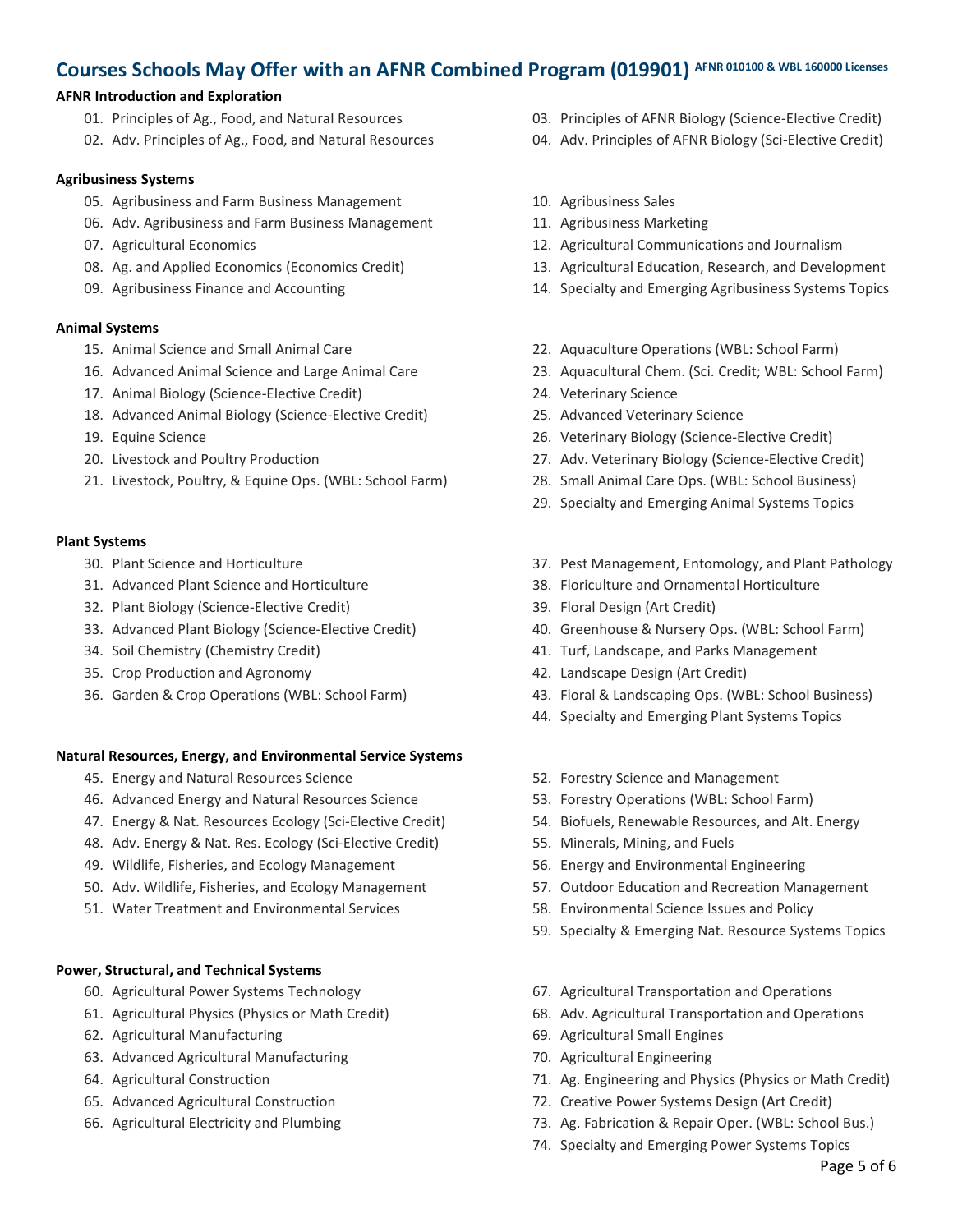## Courses Schools May Offer with an AFNR Combined Program (019901) AFNR 010100 & WBL 160000 Licenses

**AFNR Introduction and Exploration**

01. Principles of Ag., Food, and Natural Resources
02. Adv. Principles of Ag., Food, and Natural Resources
03. Principles of AFNR Biology (Science-Elective Credit)
04. Adv. Principles of AFNR Biology (Sci-Elective Credit)

**Agribusiness Systems**

05. Agribusiness and Farm Business Management
06. Adv. Agribusiness and Farm Business Management
07. Agricultural Economics
08. Ag. and Applied Economics (Economics Credit)
09. Agribusiness Finance and Accounting
10. Agribusiness Sales
11. Agribusiness Marketing
12. Agricultural Communications and Journalism
13. Agricultural Education, Research, and Development
14. Specialty and Emerging Agribusiness Systems Topics

**Animal Systems**

15. Animal Science and Small Animal Care
16. Advanced Animal Science and Large Animal Care
17. Animal Biology (Science-Elective Credit)
18. Advanced Animal Biology (Science-Elective Credit)
19. Equine Science
20. Livestock and Poultry Production
21. Livestock, Poultry, & Equine Ops. (WBL: School Farm)
22. Aquaculture Operations (WBL: School Farm)
23. Aquacultural Chem. (Sci. Credit; WBL: School Farm)
24. Veterinary Science
25. Advanced Veterinary Science
26. Veterinary Biology (Science-Elective Credit)
27. Adv. Veterinary Biology (Science-Elective Credit)
28. Small Animal Care Ops. (WBL: School Business)
29. Specialty and Emerging Animal Systems Topics

**Plant Systems**

30. Plant Science and Horticulture
31. Advanced Plant Science and Horticulture
32. Plant Biology (Science-Elective Credit)
33. Advanced Plant Biology (Science-Elective Credit)
34. Soil Chemistry (Chemistry Credit)
35. Crop Production and Agronomy
36. Garden & Crop Operations (WBL: School Farm)
37. Pest Management, Entomology, and Plant Pathology
38. Floriculture and Ornamental Horticulture
39. Floral Design (Art Credit)
40. Greenhouse & Nursery Ops. (WBL: School Farm)
41. Turf, Landscape, and Parks Management
42. Landscape Design (Art Credit)
43. Floral & Landscaping Ops. (WBL: School Business)
44. Specialty and Emerging Plant Systems Topics

**Natural Resources, Energy, and Environmental Service Systems**

45. Energy and Natural Resources Science
46. Advanced Energy and Natural Resources Science
47. Energy & Nat. Resources Ecology (Sci-Elective Credit)
48. Adv. Energy & Nat. Res. Ecology (Sci-Elective Credit)
49. Wildlife, Fisheries, and Ecology Management
50. Adv. Wildlife, Fisheries, and Ecology Management
51. Water Treatment and Environmental Services
52. Forestry Science and Management
53. Forestry Operations (WBL: School Farm)
54. Biofuels, Renewable Resources, and Alt. Energy
55. Minerals, Mining, and Fuels
56. Energy and Environmental Engineering
57. Outdoor Education and Recreation Management
58. Environmental Science Issues and Policy
59. Specialty & Emerging Nat. Resource Systems Topics

**Power, Structural, and Technical Systems**

60. Agricultural Power Systems Technology
61. Agricultural Physics (Physics or Math Credit)
62. Agricultural Manufacturing
63. Advanced Agricultural Manufacturing
64. Agricultural Construction
65. Advanced Agricultural Construction
66. Agricultural Electricity and Plumbing
67. Agricultural Transportation and Operations
68. Adv. Agricultural Transportation and Operations
69. Agricultural Small Engines
70. Agricultural Engineering
71. Ag. Engineering and Physics (Physics or Math Credit)
72. Creative Power Systems Design (Art Credit)
73. Ag. Fabrication & Repair Oper. (WBL: School Bus.)
74. Specialty and Emerging Power Systems Topics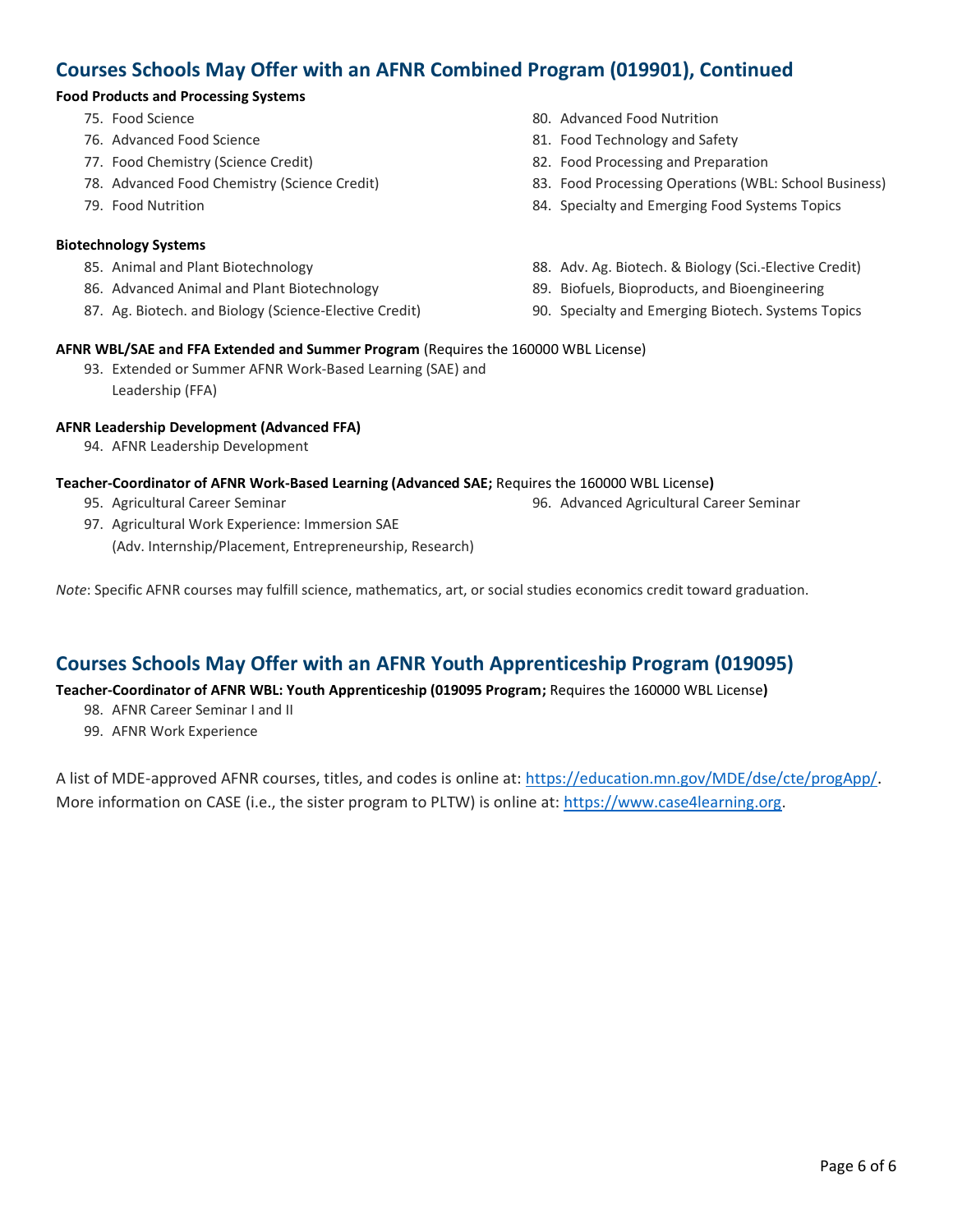## Courses Schools May Offer with an AFNR Combined Program (019901), Continued

**Food Products and Processing Systems**

75. Food Science
76. Advanced Food Science
77. Food Chemistry (Science Credit)
78. Advanced Food Chemistry (Science Credit)
79. Food Nutrition
80. Advanced Food Nutrition
81. Food Technology and Safety
82. Food Processing and Preparation
83. Food Processing Operations (WBL: School Business)
84. Specialty and Emerging Food Systems Topics

**Biotechnology Systems**

85. Animal and Plant Biotechnology
86. Advanced Animal and Plant Biotechnology
87. Ag. Biotech. and Biology (Science-Elective Credit)
88. Adv. Ag. Biotech. & Biology (Sci.-Elective Credit)
89. Biofuels, Bioproducts, and Bioengineering
90. Specialty and Emerging Biotech. Systems Topics

**AFNR WBL/SAE and FFA Extended and Summer Program** (Requires the 160000 WBL License)

93. Extended or Summer AFNR Work-Based Learning (SAE) and Leadership (FFA)

**AFNR Leadership Development (Advanced FFA)**

94. AFNR Leadership Development

**Teacher-Coordinator of AFNR Work-Based Learning (Advanced SAE;** Requires the 160000 WBL License**)**

95. Agricultural Career Seminar
96. Advanced Agricultural Career Seminar
97. Agricultural Work Experience: Immersion SAE (Adv. Internship/Placement, Entrepreneurship, Research)

*Note*: Specific AFNR courses may fulfill science, mathematics, art, or social studies economics credit toward graduation.

## Courses Schools May Offer with an AFNR Youth Apprenticeship Program (019095)

**Teacher-Coordinator of AFNR WBL: Youth Apprenticeship (019095 Program;** Requires the 160000 WBL License**)**

98. AFNR Career Seminar I and II
99. AFNR Work Experience

A list of MDE-approved AFNR courses, titles, and codes is online at: [https://education.mn.gov/MDE/dse/cte/progApp/](https://education.mn.gov/MDE/dse/cte/progApp/).
More information on CASE (i.e., the sister program to PLTW) is online at: [https://www.case4learning.org](https://www.case4learning.org).